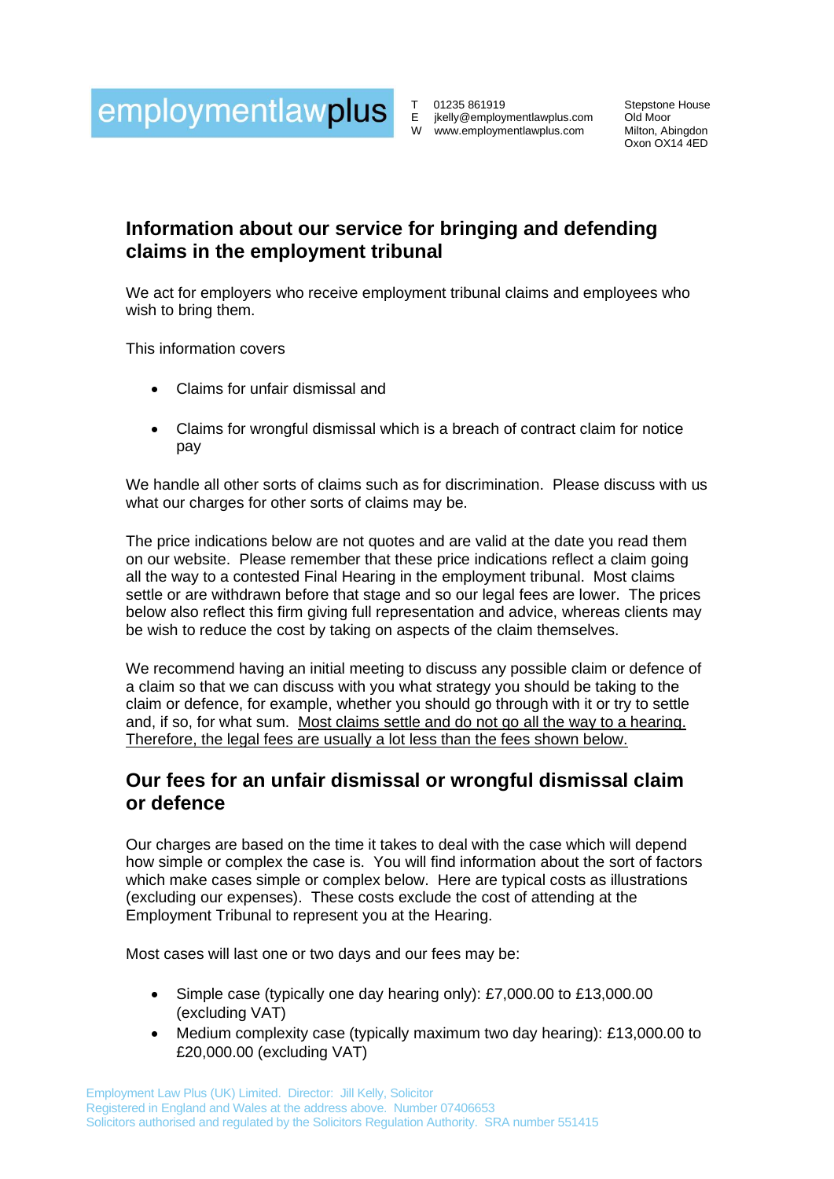employmentlawplus

T 01235 861919
E jkelly@employmentlawplus.com
W www.employmentlawplus.com

Stepstone House
Old Moor
Milton, Abingdon
Oxon OX14 4ED

## Information about our service for bringing and defending claims in the employment tribunal

We act for employers who receive employment tribunal claims and employees who wish to bring them.

This information covers

- Claims for unfair dismissal and
- Claims for wrongful dismissal which is a breach of contract claim for notice pay

We handle all other sorts of claims such as for discrimination. Please discuss with us what our charges for other sorts of claims may be.

The price indications below are not quotes and are valid at the date you read them on our website. Please remember that these price indications reflect a claim going all the way to a contested Final Hearing in the employment tribunal. Most claims settle or are withdrawn before that stage and so our legal fees are lower. The prices below also reflect this firm giving full representation and advice, whereas clients may be wish to reduce the cost by taking on aspects of the claim themselves.

We recommend having an initial meeting to discuss any possible claim or defence of a claim so that we can discuss with you what strategy you should be taking to the claim or defence, for example, whether you should go through with it or try to settle and, if so, for what sum. Most claims settle and do not go all the way to a hearing. Therefore, the legal fees are usually a lot less than the fees shown below.

## Our fees for an unfair dismissal or wrongful dismissal claim or defence

Our charges are based on the time it takes to deal with the case which will depend how simple or complex the case is. You will find information about the sort of factors which make cases simple or complex below. Here are typical costs as illustrations (excluding our expenses). These costs exclude the cost of attending at the Employment Tribunal to represent you at the Hearing.

Most cases will last one or two days and our fees may be:

- Simple case (typically one day hearing only): £7,000.00 to £13,000.00 (excluding VAT)
- Medium complexity case (typically maximum two day hearing): £13,000.00 to £20,000.00 (excluding VAT)

Employment Law Plus (UK) Limited. Director: Jill Kelly, Solicitor
Registered in England and Wales at the address above. Number 07406653
Solicitors authorised and regulated by the Solicitors Regulation Authority. SRA number 551415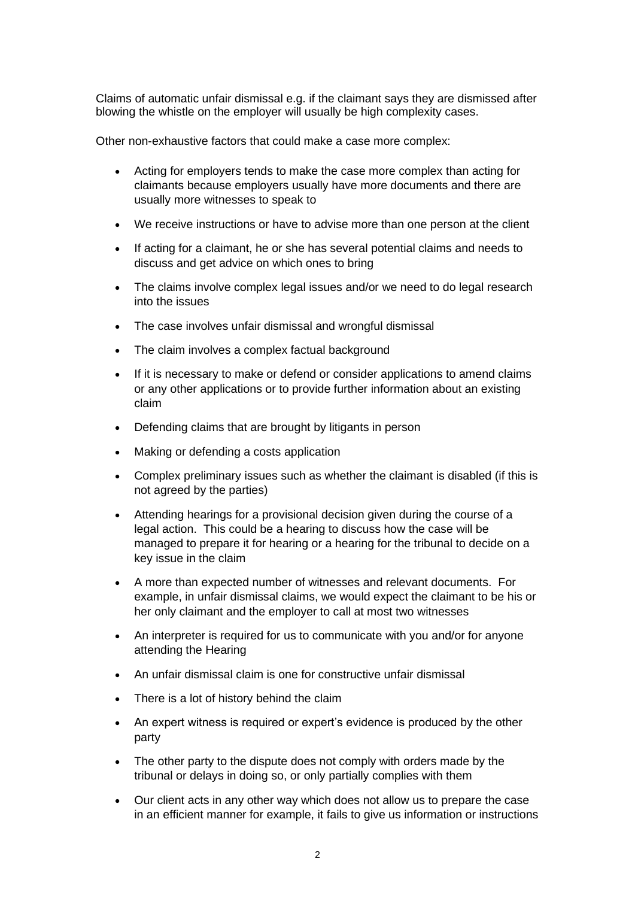Claims of automatic unfair dismissal e.g. if the claimant says they are dismissed after blowing the whistle on the employer will usually be high complexity cases.

Other non-exhaustive factors that could make a case more complex:

- Acting for employers tends to make the case more complex than acting for claimants because employers usually have more documents and there are usually more witnesses to speak to
- We receive instructions or have to advise more than one person at the client
- If acting for a claimant, he or she has several potential claims and needs to discuss and get advice on which ones to bring
- The claims involve complex legal issues and/or we need to do legal research into the issues
- The case involves unfair dismissal and wrongful dismissal
- The claim involves a complex factual background
- If it is necessary to make or defend or consider applications to amend claims or any other applications or to provide further information about an existing claim
- Defending claims that are brought by litigants in person
- Making or defending a costs application
- Complex preliminary issues such as whether the claimant is disabled (if this is not agreed by the parties)
- Attending hearings for a provisional decision given during the course of a legal action. This could be a hearing to discuss how the case will be managed to prepare it for hearing or a hearing for the tribunal to decide on a key issue in the claim
- A more than expected number of witnesses and relevant documents. For example, in unfair dismissal claims, we would expect the claimant to be his or her only claimant and the employer to call at most two witnesses
- An interpreter is required for us to communicate with you and/or for anyone attending the Hearing
- An unfair dismissal claim is one for constructive unfair dismissal
- There is a lot of history behind the claim
- An expert witness is required or expert's evidence is produced by the other party
- The other party to the dispute does not comply with orders made by the tribunal or delays in doing so, or only partially complies with them
- Our client acts in any other way which does not allow us to prepare the case in an efficient manner for example, it fails to give us information or instructions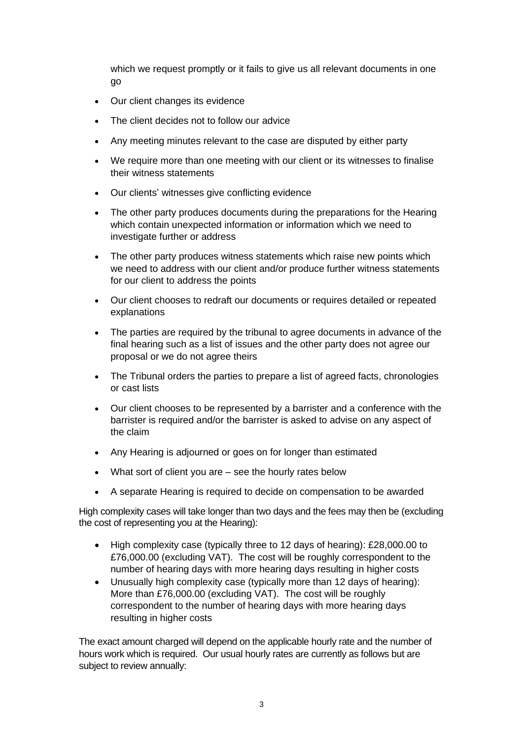which we request promptly or it fails to give us all relevant documents in one go

- Our client changes its evidence
- The client decides not to follow our advice
- Any meeting minutes relevant to the case are disputed by either party
- We require more than one meeting with our client or its witnesses to finalise their witness statements
- Our clients' witnesses give conflicting evidence
- The other party produces documents during the preparations for the Hearing which contain unexpected information or information which we need to investigate further or address
- The other party produces witness statements which raise new points which we need to address with our client and/or produce further witness statements for our client to address the points
- Our client chooses to redraft our documents or requires detailed or repeated explanations
- The parties are required by the tribunal to agree documents in advance of the final hearing such as a list of issues and the other party does not agree our proposal or we do not agree theirs
- The Tribunal orders the parties to prepare a list of agreed facts, chronologies or cast lists
- Our client chooses to be represented by a barrister and a conference with the barrister is required and/or the barrister is asked to advise on any aspect of the claim
- Any Hearing is adjourned or goes on for longer than estimated
- What sort of client you are – see the hourly rates below
- A separate Hearing is required to decide on compensation to be awarded

High complexity cases will take longer than two days and the fees may then be (excluding the cost of representing you at the Hearing):

- High complexity case (typically three to 12 days of hearing): £28,000.00 to £76,000.00 (excluding VAT). The cost will be roughly correspondent to the number of hearing days with more hearing days resulting in higher costs
- Unusually high complexity case (typically more than 12 days of hearing): More than £76,000.00 (excluding VAT). The cost will be roughly correspondent to the number of hearing days with more hearing days resulting in higher costs

The exact amount charged will depend on the applicable hourly rate and the number of hours work which is required. Our usual hourly rates are currently as follows but are subject to review annually: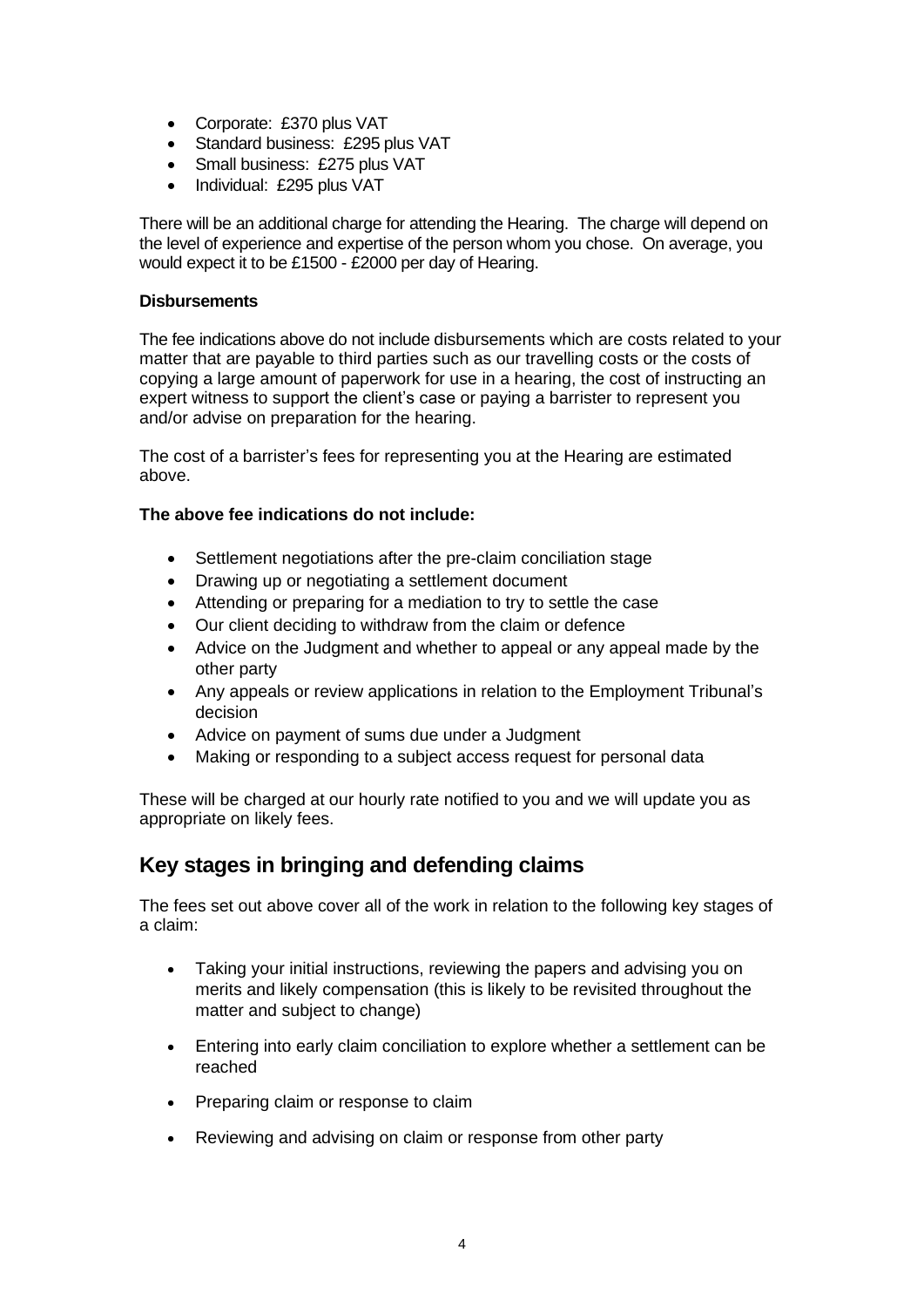- Corporate: £370 plus VAT
- Standard business: £295 plus VAT
- Small business: £275 plus VAT
- Individual: £295 plus VAT

There will be an additional charge for attending the Hearing. The charge will depend on the level of experience and expertise of the person whom you chose. On average, you would expect it to be £1500 - £2000 per day of Hearing.

**Disbursements**

The fee indications above do not include disbursements which are costs related to your matter that are payable to third parties such as our travelling costs or the costs of copying a large amount of paperwork for use in a hearing, the cost of instructing an expert witness to support the client's case or paying a barrister to represent you and/or advise on preparation for the hearing.

The cost of a barrister's fees for representing you at the Hearing are estimated above.

**The above fee indications do not include:**

- Settlement negotiations after the pre-claim conciliation stage
- Drawing up or negotiating a settlement document
- Attending or preparing for a mediation to try to settle the case
- Our client deciding to withdraw from the claim or defence
- Advice on the Judgment and whether to appeal or any appeal made by the other party
- Any appeals or review applications in relation to the Employment Tribunal's decision
- Advice on payment of sums due under a Judgment
- Making or responding to a subject access request for personal data

These will be charged at our hourly rate notified to you and we will update you as appropriate on likely fees.

## Key stages in bringing and defending claims

The fees set out above cover all of the work in relation to the following key stages of a claim:

- Taking your initial instructions, reviewing the papers and advising you on merits and likely compensation (this is likely to be revisited throughout the matter and subject to change)
- Entering into early claim conciliation to explore whether a settlement can be reached
- Preparing claim or response to claim
- Reviewing and advising on claim or response from other party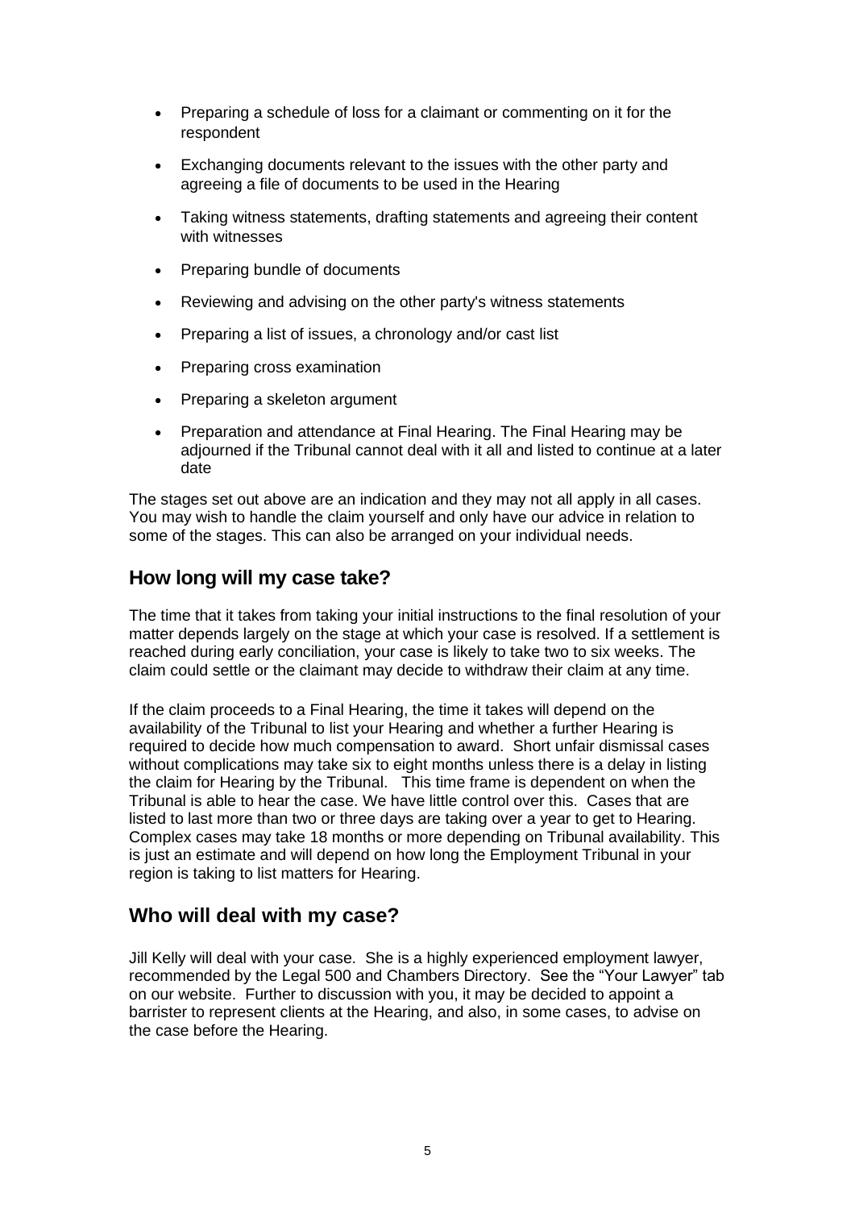- Preparing a schedule of loss for a claimant or commenting on it for the respondent
- Exchanging documents relevant to the issues with the other party and agreeing a file of documents to be used in the Hearing
- Taking witness statements, drafting statements and agreeing their content with witnesses
- Preparing bundle of documents
- Reviewing and advising on the other party's witness statements
- Preparing a list of issues, a chronology and/or cast list
- Preparing cross examination
- Preparing a skeleton argument
- Preparation and attendance at Final Hearing. The Final Hearing may be adjourned if the Tribunal cannot deal with it all and listed to continue at a later date

The stages set out above are an indication and they may not all apply in all cases. You may wish to handle the claim yourself and only have our advice in relation to some of the stages. This can also be arranged on your individual needs.

## How long will my case take?

The time that it takes from taking your initial instructions to the final resolution of your matter depends largely on the stage at which your case is resolved. If a settlement is reached during early conciliation, your case is likely to take two to six weeks. The claim could settle or the claimant may decide to withdraw their claim at any time.

If the claim proceeds to a Final Hearing, the time it takes will depend on the availability of the Tribunal to list your Hearing and whether a further Hearing is required to decide how much compensation to award. Short unfair dismissal cases without complications may take six to eight months unless there is a delay in listing the claim for Hearing by the Tribunal. This time frame is dependent on when the Tribunal is able to hear the case. We have little control over this. Cases that are listed to last more than two or three days are taking over a year to get to Hearing. Complex cases may take 18 months or more depending on Tribunal availability. This is just an estimate and will depend on how long the Employment Tribunal in your region is taking to list matters for Hearing.

## Who will deal with my case?

Jill Kelly will deal with your case. She is a highly experienced employment lawyer, recommended by the Legal 500 and Chambers Directory. See the "Your Lawyer" tab on our website. Further to discussion with you, it may be decided to appoint a barrister to represent clients at the Hearing, and also, in some cases, to advise on the case before the Hearing.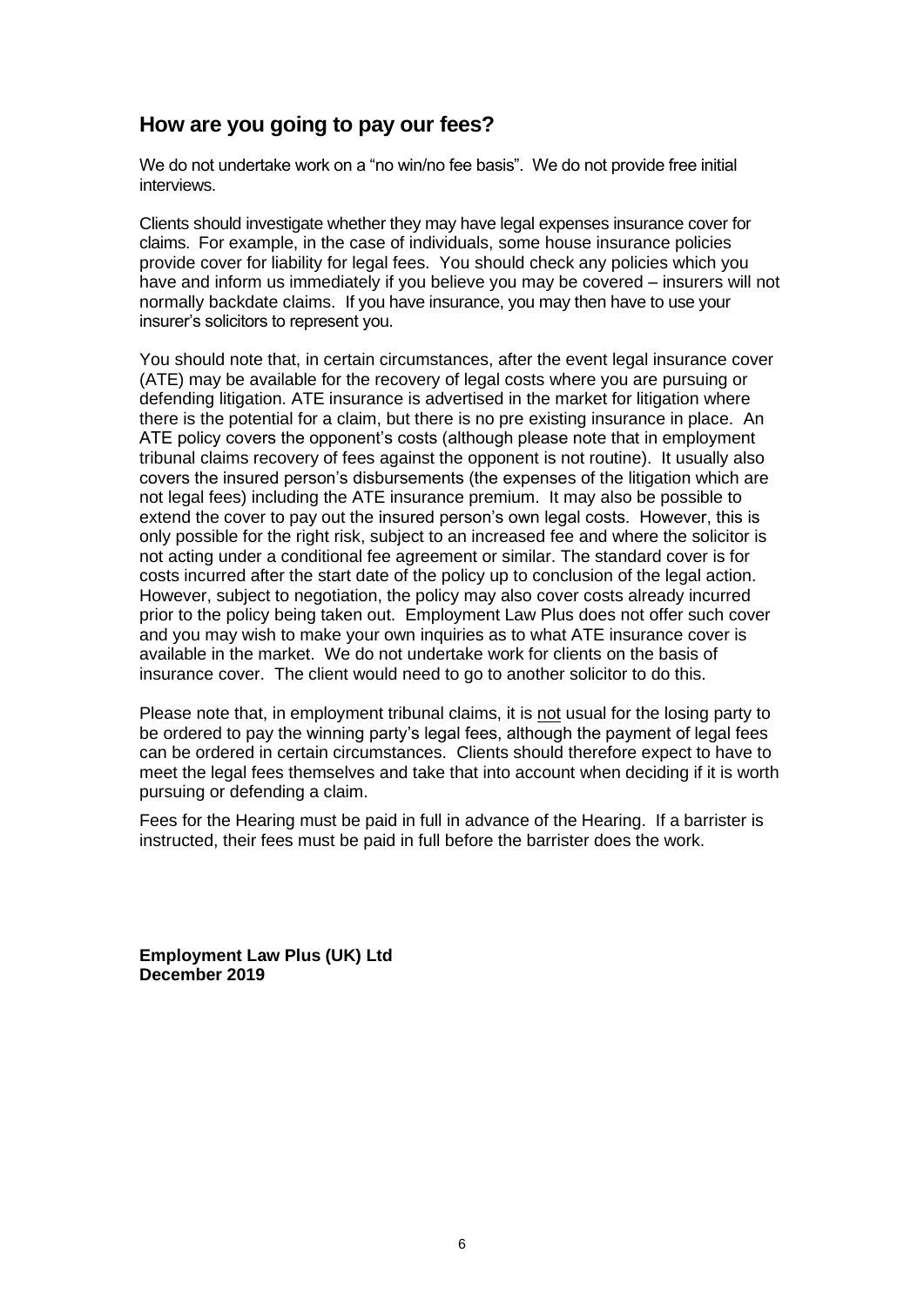## How are you going to pay our fees?

We do not undertake work on a "no win/no fee basis". We do not provide free initial interviews.

Clients should investigate whether they may have legal expenses insurance cover for claims. For example, in the case of individuals, some house insurance policies provide cover for liability for legal fees. You should check any policies which you have and inform us immediately if you believe you may be covered – insurers will not normally backdate claims. If you have insurance, you may then have to use your insurer's solicitors to represent you.

You should note that, in certain circumstances, after the event legal insurance cover (ATE) may be available for the recovery of legal costs where you are pursuing or defending litigation. ATE insurance is advertised in the market for litigation where there is the potential for a claim, but there is no pre existing insurance in place. An ATE policy covers the opponent's costs (although please note that in employment tribunal claims recovery of fees against the opponent is not routine). It usually also covers the insured person's disbursements (the expenses of the litigation which are not legal fees) including the ATE insurance premium. It may also be possible to extend the cover to pay out the insured person's own legal costs. However, this is only possible for the right risk, subject to an increased fee and where the solicitor is not acting under a conditional fee agreement or similar. The standard cover is for costs incurred after the start date of the policy up to conclusion of the legal action. However, subject to negotiation, the policy may also cover costs already incurred prior to the policy being taken out. Employment Law Plus does not offer such cover and you may wish to make your own inquiries as to what ATE insurance cover is available in the market. We do not undertake work for clients on the basis of insurance cover. The client would need to go to another solicitor to do this.

Please note that, in employment tribunal claims, it is <u>not</u> usual for the losing party to be ordered to pay the winning party's legal fees, although the payment of legal fees can be ordered in certain circumstances. Clients should therefore expect to have to meet the legal fees themselves and take that into account when deciding if it is worth pursuing or defending a claim.

Fees for the Hearing must be paid in full in advance of the Hearing. If a barrister is instructed, their fees must be paid in full before the barrister does the work.

**Employment Law Plus (UK) Ltd**
**December 2019**